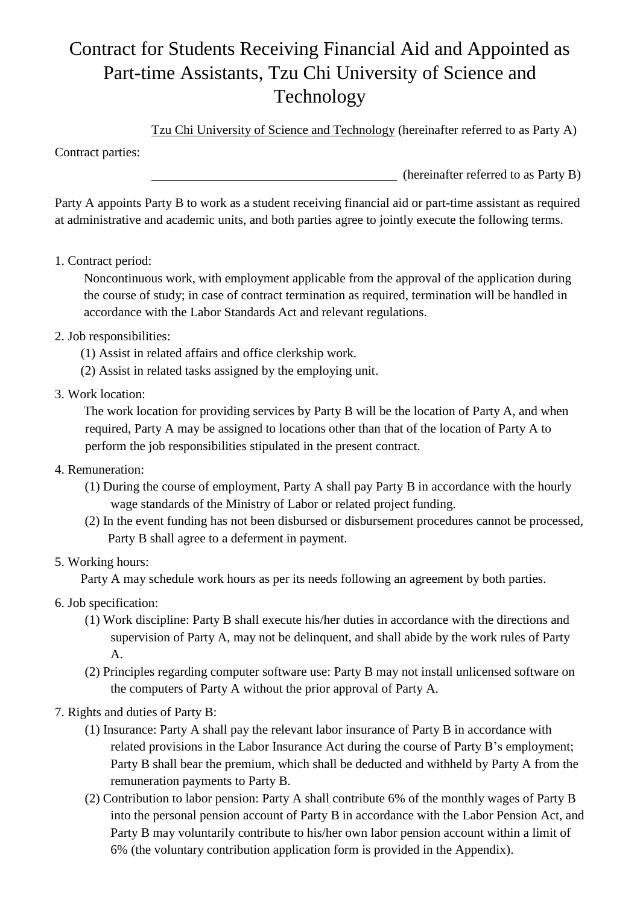# Contract for Students Receiving Financial Aid and Appointed as Part-time Assistants, Tzu Chi University of Science and Technology

Contract parties:

Tzu Chi University of Science and Technology (hereinafter referred to as Party A)

\_\_\_\_\_\_\_\_\_\_\_\_\_\_\_\_\_\_\_\_\_\_\_\_\_\_\_\_\_\_\_\_\_\_\_\_ (hereinafter referred to as Party B)

Party A appoints Party B to work as a student receiving financial aid or part-time assistant as required at administrative and academic units, and both parties agree to jointly execute the following terms.

1. Contract period:

   Noncontinuous work, with employment applicable from the approval of the application during the course of study; in case of contract termination as required, termination will be handled in accordance with the Labor Standards Act and relevant regulations.

2. Job responsibilities:

   (1) Assist in related affairs and office clerkship work.

   (2) Assist in related tasks assigned by the employing unit.

3. Work location:

   The work location for providing services by Party B will be the location of Party A, and when required, Party A may be assigned to locations other than that of the location of Party A to perform the job responsibilities stipulated in the present contract.

4. Remuneration:

   (1) During the course of employment, Party A shall pay Party B in accordance with the hourly wage standards of the Ministry of Labor or related project funding.

   (2) In the event funding has not been disbursed or disbursement procedures cannot be processed, Party B shall agree to a deferment in payment.

5. Working hours:

   Party A may schedule work hours as per its needs following an agreement by both parties.

6. Job specification:

   (1) Work discipline: Party B shall execute his/her duties in accordance with the directions and supervision of Party A, may not be delinquent, and shall abide by the work rules of Party A.

   (2) Principles regarding computer software use: Party B may not install unlicensed software on the computers of Party A without the prior approval of Party A.

7. Rights and duties of Party B:

   (1) Insurance: Party A shall pay the relevant labor insurance of Party B in accordance with related provisions in the Labor Insurance Act during the course of Party B's employment; Party B shall bear the premium, which shall be deducted and withheld by Party A from the remuneration payments to Party B.

   (2) Contribution to labor pension: Party A shall contribute 6% of the monthly wages of Party B into the personal pension account of Party B in accordance with the Labor Pension Act, and Party B may voluntarily contribute to his/her own labor pension account within a limit of 6% (the voluntary contribution application form is provided in the Appendix).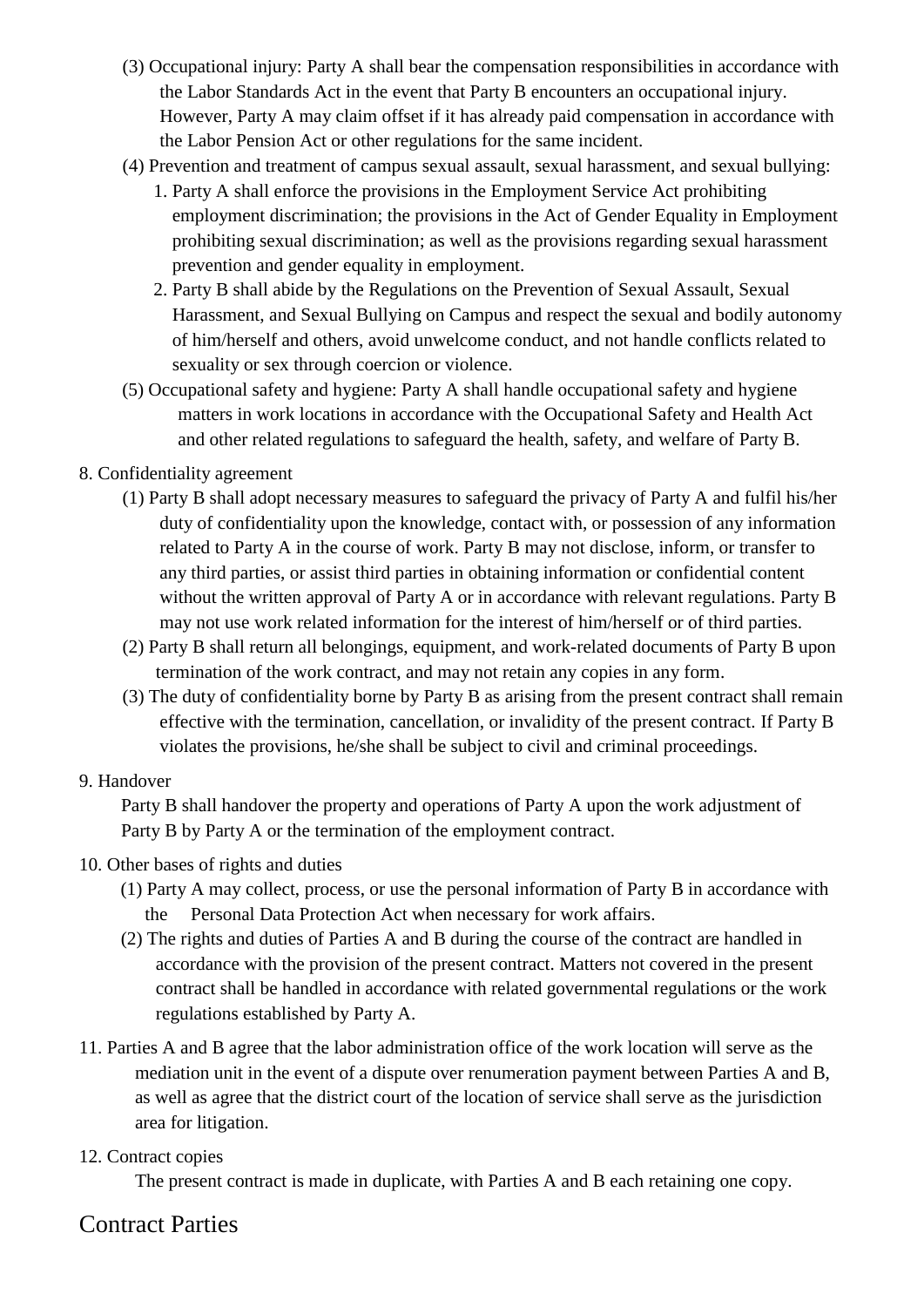(3) Occupational injury: Party A shall bear the compensation responsibilities in accordance with the Labor Standards Act in the event that Party B encounters an occupational injury. However, Party A may claim offset if it has already paid compensation in accordance with the Labor Pension Act or other regulations for the same incident.

(4) Prevention and treatment of campus sexual assault, sexual harassment, and sexual bullying:

1. Party A shall enforce the provisions in the Employment Service Act prohibiting employment discrimination; the provisions in the Act of Gender Equality in Employment prohibiting sexual discrimination; as well as the provisions regarding sexual harassment prevention and gender equality in employment.
2. Party B shall abide by the Regulations on the Prevention of Sexual Assault, Sexual Harassment, and Sexual Bullying on Campus and respect the sexual and bodily autonomy of him/herself and others, avoid unwelcome conduct, and not handle conflicts related to sexuality or sex through coercion or violence.

(5) Occupational safety and hygiene: Party A shall handle occupational safety and hygiene matters in work locations in accordance with the Occupational Safety and Health Act and other related regulations to safeguard the health, safety, and welfare of Party B.

8. Confidentiality agreement

(1) Party B shall adopt necessary measures to safeguard the privacy of Party A and fulfil his/her duty of confidentiality upon the knowledge, contact with, or possession of any information related to Party A in the course of work. Party B may not disclose, inform, or transfer to any third parties, or assist third parties in obtaining information or confidential content without the written approval of Party A or in accordance with relevant regulations. Party B may not use work related information for the interest of him/herself or of third parties.

(2) Party B shall return all belongings, equipment, and work-related documents of Party B upon termination of the work contract, and may not retain any copies in any form.

(3) The duty of confidentiality borne by Party B as arising from the present contract shall remain effective with the termination, cancellation, or invalidity of the present contract. If Party B violates the provisions, he/she shall be subject to civil and criminal proceedings.

9. Handover

Party B shall handover the property and operations of Party A upon the work adjustment of Party B by Party A or the termination of the employment contract.

10. Other bases of rights and duties

(1) Party A may collect, process, or use the personal information of Party B in accordance with the Personal Data Protection Act when necessary for work affairs.

(2) The rights and duties of Parties A and B during the course of the contract are handled in accordance with the provision of the present contract. Matters not covered in the present contract shall be handled in accordance with related governmental regulations or the work regulations established by Party A.

11. Parties A and B agree that the labor administration office of the work location will serve as the mediation unit in the event of a dispute over renumeration payment between Parties A and B, as well as agree that the district court of the location of service shall serve as the jurisdiction area for litigation.

12. Contract copies

The present contract is made in duplicate, with Parties A and B each retaining one copy.

# Contract Parties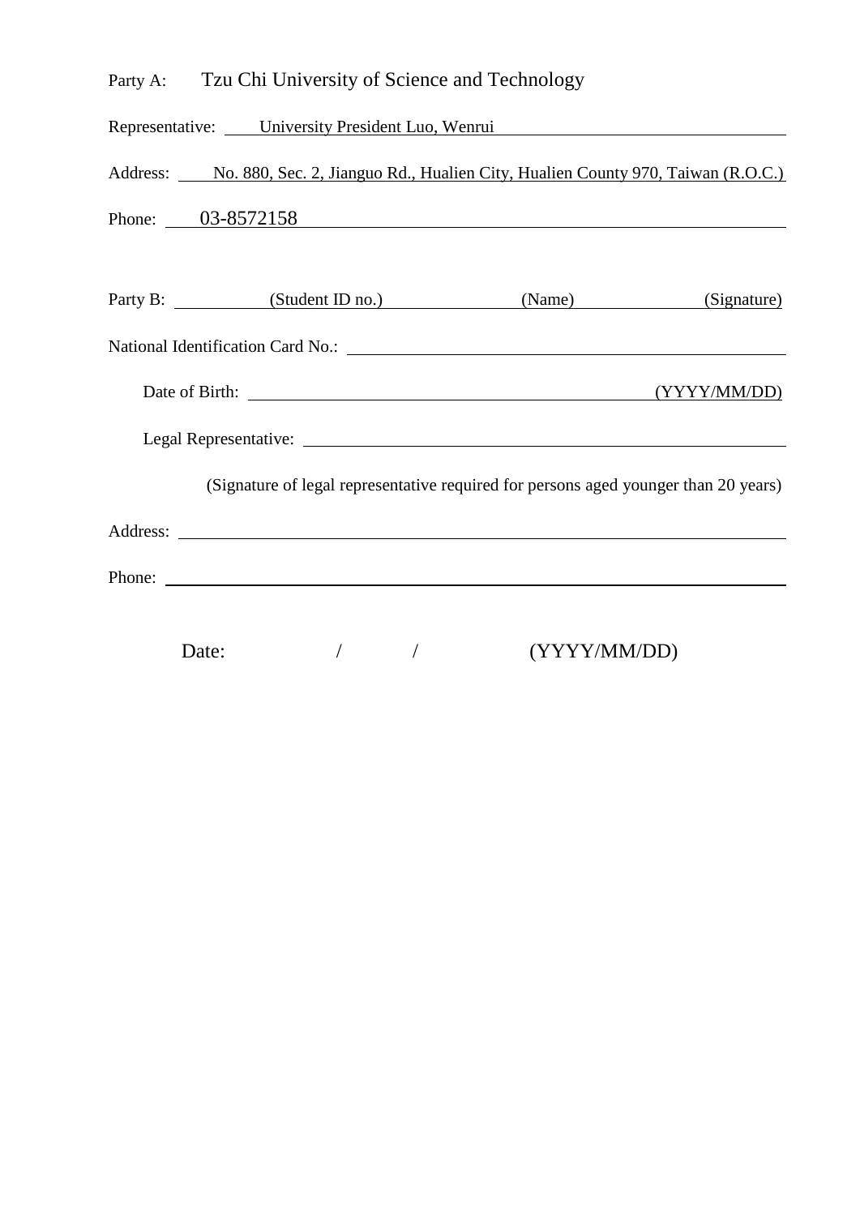Party A: Tzu Chi University of Science and Technology

Representative: University President Luo, Wenrui

Address: No. 880, Sec. 2, Jianguo Rd., Hualien City, Hualien County 970, Taiwan (R.O.C.)

Phone: 03-8572158

Party B: (Student ID no.) (Name) (Signature)

National Identification Card No.:

Date of Birth: (YYYY/MM/DD)

Legal Representative:

(Signature of legal representative required for persons aged younger than 20 years)

Address:

Phone:

Date: / / (YYYY/MM/DD)